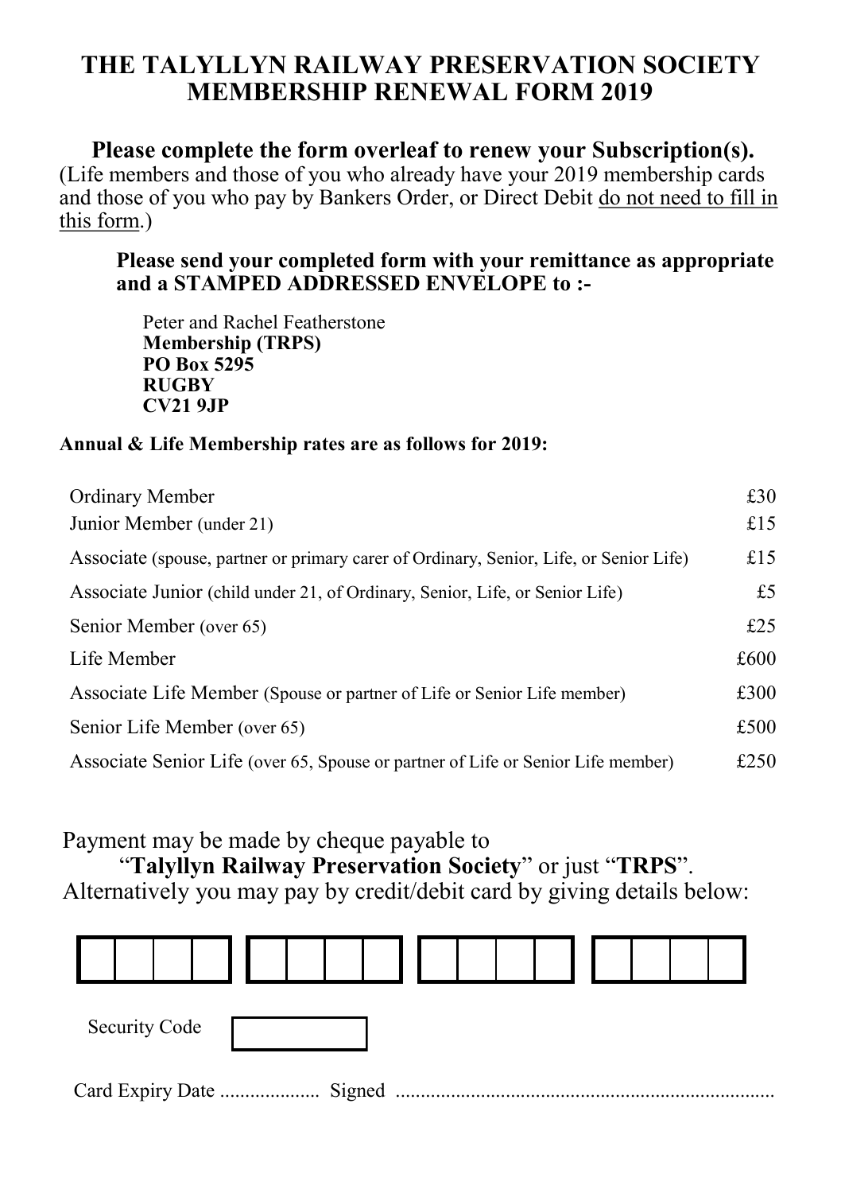# THE TALYLLYN RAILWAY PRESERVATION SOCIETY MEMBERSHIP RENEWAL FORM 2019

## Please complete the form overleaf to renew your Subscription(s).

(Life members and those of you who already have your 2019 membership cards and those of you who pay by Bankers Order, or Direct Debit do not need to fill in this form.)

**Please send your completed form with your remittance as appropriate and a STAMPED ADDRESSED ENVELOPE to :-**

Peter and Rachel Featherstone
**Membership (TRPS)**
**PO Box 5295**
**RUGBY**
**CV21 9JP**

**Annual & Life Membership rates are as follows for 2019:**

| Membership | Rate |
|---|---|
| Ordinary Member | £30 |
| Junior Member (under 21) | £15 |
| Associate (spouse, partner or primary carer of Ordinary, Senior, Life, or Senior Life) | £15 |
| Associate Junior (child under 21, of Ordinary, Senior, Life, or Senior Life) | £5 |
| Senior Member (over 65) | £25 |
| Life Member | £600 |
| Associate Life Member (Spouse or partner of Life or Senior Life member) | £300 |
| Senior Life Member (over 65) | £500 |
| Associate Senior Life (over 65, Spouse or partner of Life or Senior Life member) | £250 |

Payment may be made by cheque payable to
"**Talyllyn Railway Preservation Society**" or just "**TRPS**".
Alternatively you may pay by credit/debit card by giving details below:

| | | | | | | | | | | | | | | | |
|---|---|---|---|---|---|---|---|---|---|---|---|---|---|---|---|
| | | | | | | | | | | | | | | | |

Security Code [ ]

Card Expiry Date .................... Signed ...........................................................................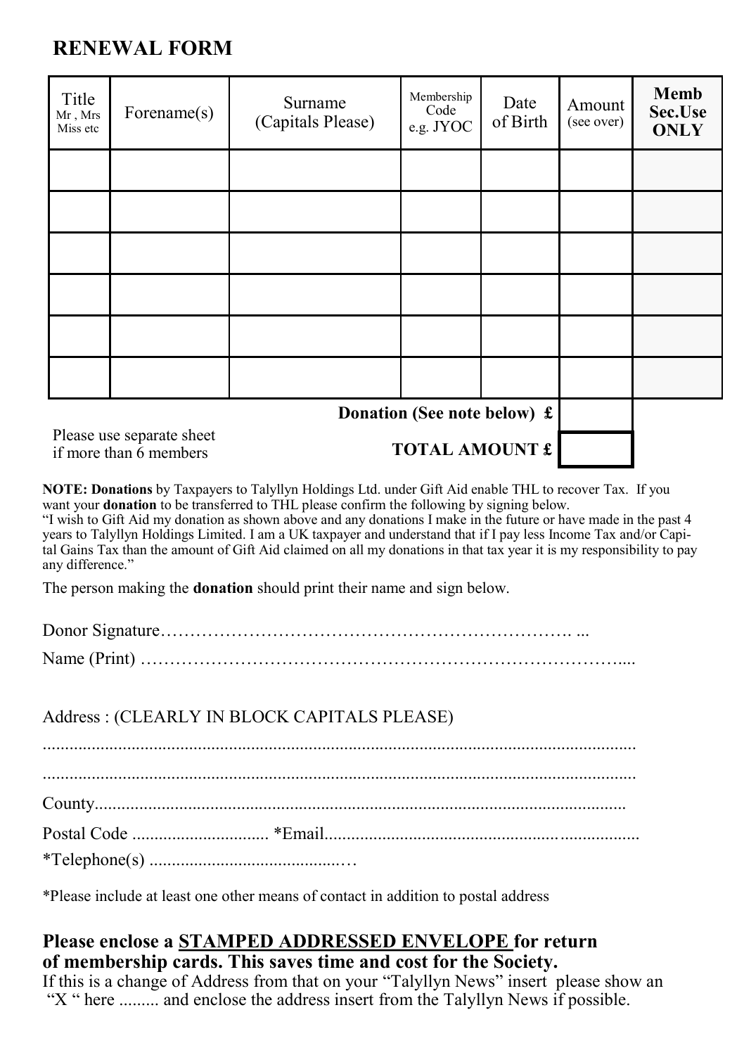## RENEWAL FORM

| Title Mr , Mrs Miss etc | Forename(s) | Surname (Capitals Please) | Membership Code e.g. JYOC | Date of Birth | Amount (see over) | **Memb Sec.Use ONLY** |
|---|---|---|---|---|---|---|
| | | | | | | |
| | | | | | | |
| | | | | | | |
| | | | | | | |
| | | | | | | |
| | | | | | | |
| | | | | **Donation (See note below) £** | | |
| | | | | **TOTAL AMOUNT £** | | |

Please use separate sheet if more than 6 members

**NOTE: Donations** by Taxpayers to Talyllyn Holdings Ltd. under Gift Aid enable THL to recover Tax. If you want your **donation** to be transferred to THL please confirm the following by signing below.
"I wish to Gift Aid my donation as shown above and any donations I make in the future or have made in the past 4 years to Talyllyn Holdings Limited. I am a UK taxpayer and understand that if I pay less Income Tax and/or Capital Gains Tax than the amount of Gift Aid claimed on all my donations in that tax year it is my responsibility to pay any difference."

The person making the **donation** should print their name and sign below.

Donor Signature……………………………………………………………. ...

Name (Print) ……………………………………………………………………....

Address : (CLEARLY IN BLOCK CAPITALS PLEASE)

.........................................................................................................................................

.........................................................................................................................................

County.........................................................................................................................

Postal Code .............................. *Email.....................................................................

*Telephone(s) ...........................................…

*Please include at least one other means of contact in addition to postal address

**Please enclose a <u>STAMPED ADDRESSED ENVELOPE</u> for return of membership cards. This saves time and cost for the Society.**

If this is a change of Address from that on your "Talyllyn News" insert please show an "X " here ......... and enclose the address insert from the Talyllyn News if possible.